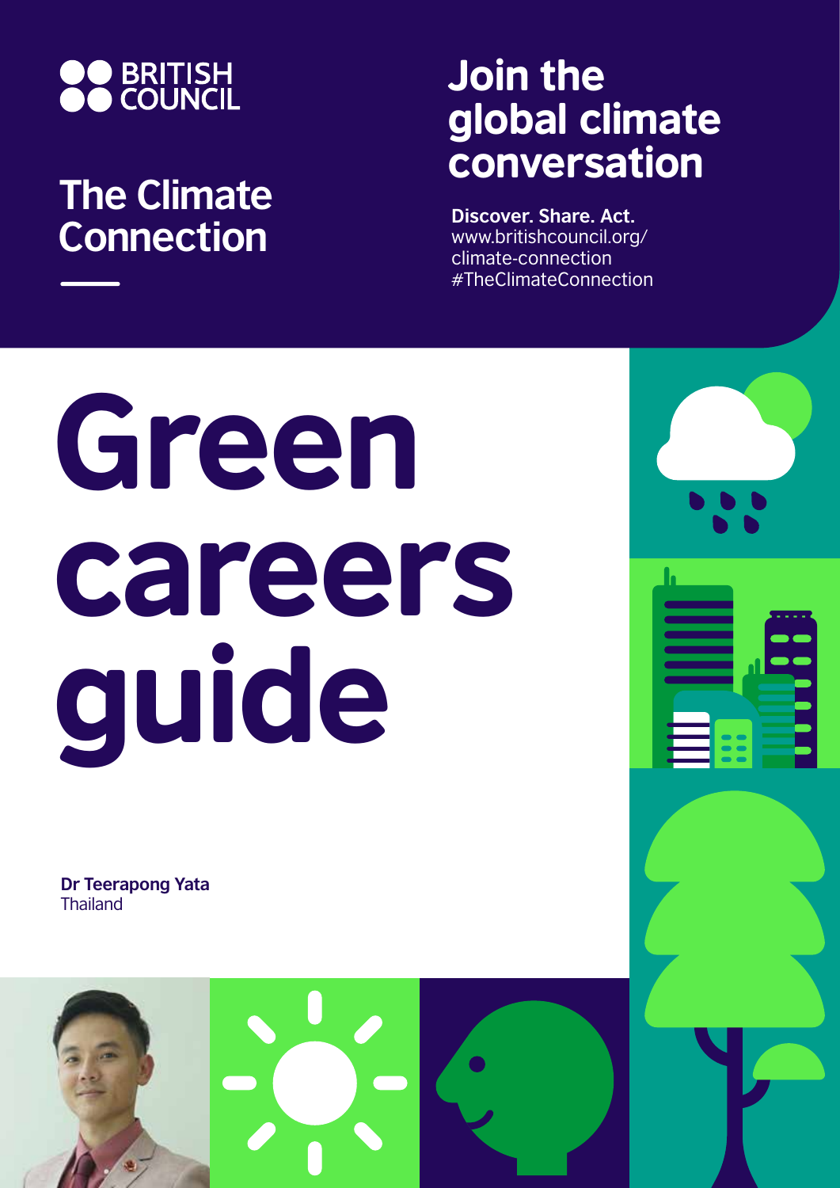BRITISH COUNCIL

## The Climate Connection

## Join the global climate conversation

**Discover. Share. Act.**
www.britishcouncil.org/climate-connection
#TheClimateConnection

# Green careers guide

**Dr Teerapong Yata**
Thailand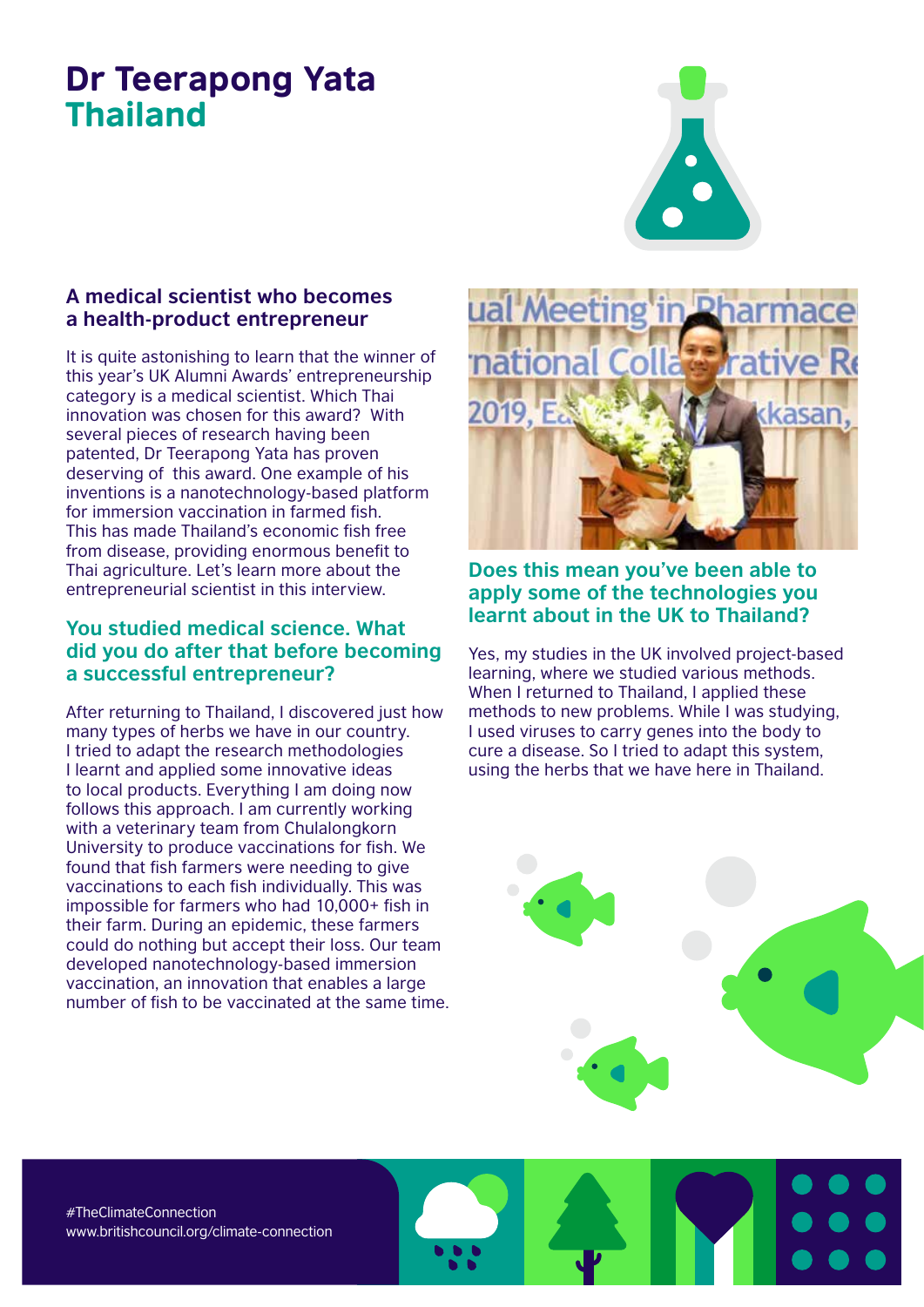# Dr Teerapong Yata
## Thailand

### A medical scientist who becomes a health-product entrepreneur

It is quite astonishing to learn that the winner of this year's UK Alumni Awards' entrepreneurship category is a medical scientist. Which Thai innovation was chosen for this award? With several pieces of research having been patented, Dr Teerapong Yata has proven deserving of this award. One example of his inventions is a nanotechnology-based platform for immersion vaccination in farmed fish. This has made Thailand's economic fish free from disease, providing enormous benefit to Thai agriculture. Let's learn more about the entrepreneurial scientist in this interview.

### You studied medical science. What did you do after that before becoming a successful entrepreneur?

After returning to Thailand, I discovered just how many types of herbs we have in our country. I tried to adapt the research methodologies I learnt and applied some innovative ideas to local products. Everything I am doing now follows this approach. I am currently working with a veterinary team from Chulalongkorn University to produce vaccinations for fish. We found that fish farmers were needing to give vaccinations to each fish individually. This was impossible for farmers who had 10,000+ fish in their farm. During an epidemic, these farmers could do nothing but accept their loss. Our team developed nanotechnology-based immersion vaccination, an innovation that enables a large number of fish to be vaccinated at the same time.

### Does this mean you've been able to apply some of the technologies you learnt about in the UK to Thailand?

Yes, my studies in the UK involved project-based learning, where we studied various methods. When I returned to Thailand, I applied these methods to new problems. While I was studying, I used viruses to carry genes into the body to cure a disease. So I tried to adapt this system, using the herbs that we have here in Thailand.

#TheClimateConnection
www.britishcouncil.org/climate-connection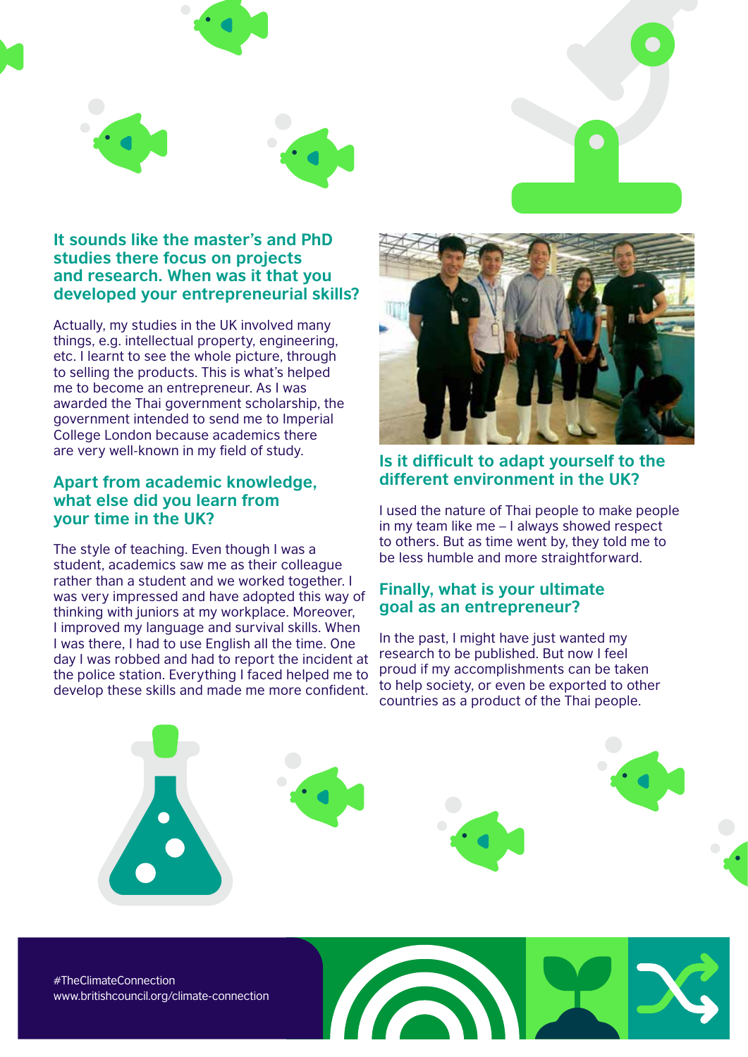## It sounds like the master's and PhD studies there focus on projects and research. When was it that you developed your entrepreneurial skills?

Actually, my studies in the UK involved many things, e.g. intellectual property, engineering, etc. I learnt to see the whole picture, through to selling the products. This is what's helped me to become an entrepreneur. As I was awarded the Thai government scholarship, the government intended to send me to Imperial College London because academics there are very well-known in my field of study.

## Apart from academic knowledge, what else did you learn from your time in the UK?

The style of teaching. Even though I was a student, academics saw me as their colleague rather than a student and we worked together. I was very impressed and have adopted this way of thinking with juniors at my workplace. Moreover, I improved my language and survival skills. When I was there, I had to use English all the time. One day I was robbed and had to report the incident at the police station. Everything I faced helped me to develop these skills and made me more confident.

## Is it difficult to adapt yourself to the different environment in the UK?

I used the nature of Thai people to make people in my team like me – I always showed respect to others. But as time went by, they told me to be less humble and more straightforward.

## Finally, what is your ultimate goal as an entrepreneur?

In the past, I might have just wanted my research to be published. But now I feel proud if my accomplishments can be taken to help society, or even be exported to other countries as a product of the Thai people.

#TheClimateConnection
www.britishcouncil.org/climate-connection